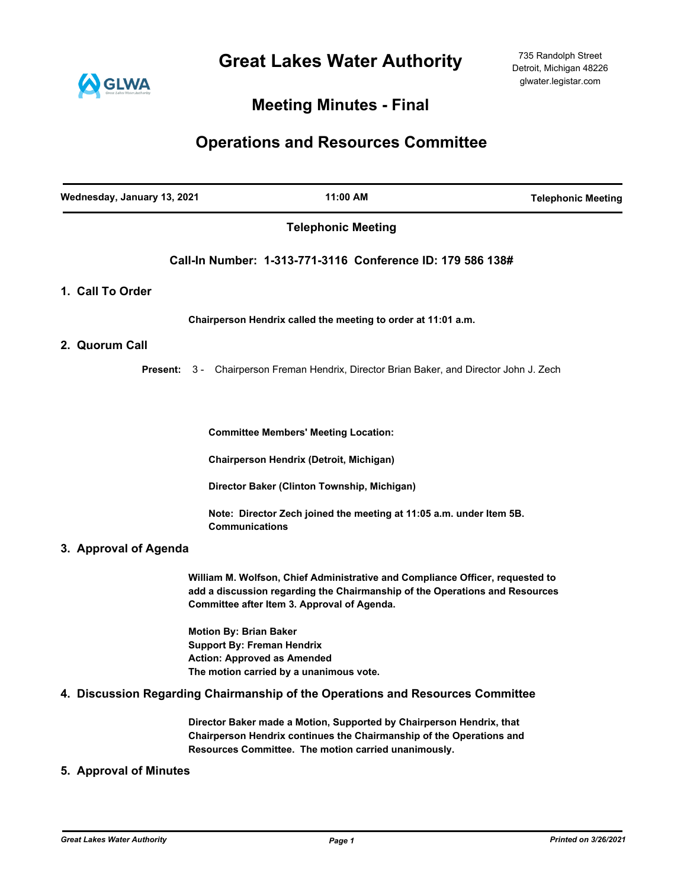# Great Lakes Water Authority

735 Randolph Street
Detroit, Michigan 48226
glwater.legistar.com

## Meeting Minutes - Final

## Operations and Resources Committee

| Wednesday, January 13, 2021 | 11:00 AM | Telephonic Meeting |
|---|---|---|

**Telephonic Meeting**

**Call-In Number: 1-313-771-3116 Conference ID: 179 586 138#**

### 1. Call To Order

**Chairperson Hendrix called the meeting to order at 11:01 a.m.**

### 2. Quorum Call

**Present:** 3 - Chairperson Freman Hendrix, Director Brian Baker, and Director John J. Zech

**Committee Members' Meeting Location:**

**Chairperson Hendrix (Detroit, Michigan)**

**Director Baker (Clinton Township, Michigan)**

**Note: Director Zech joined the meeting at 11:05 a.m. under Item 5B. Communications**

### 3. Approval of Agenda

**William M. Wolfson, Chief Administrative and Compliance Officer, requested to add a discussion regarding the Chairmanship of the Operations and Resources Committee after Item 3. Approval of Agenda.**

**Motion By: Brian Baker**
**Support By: Freman Hendrix**
**Action: Approved as Amended**
**The motion carried by a unanimous vote.**

### 4. Discussion Regarding Chairmanship of the Operations and Resources Committee

**Director Baker made a Motion, Supported by Chairperson Hendrix, that Chairperson Hendrix continues the Chairmanship of the Operations and Resources Committee. The motion carried unanimously.**

### 5. Approval of Minutes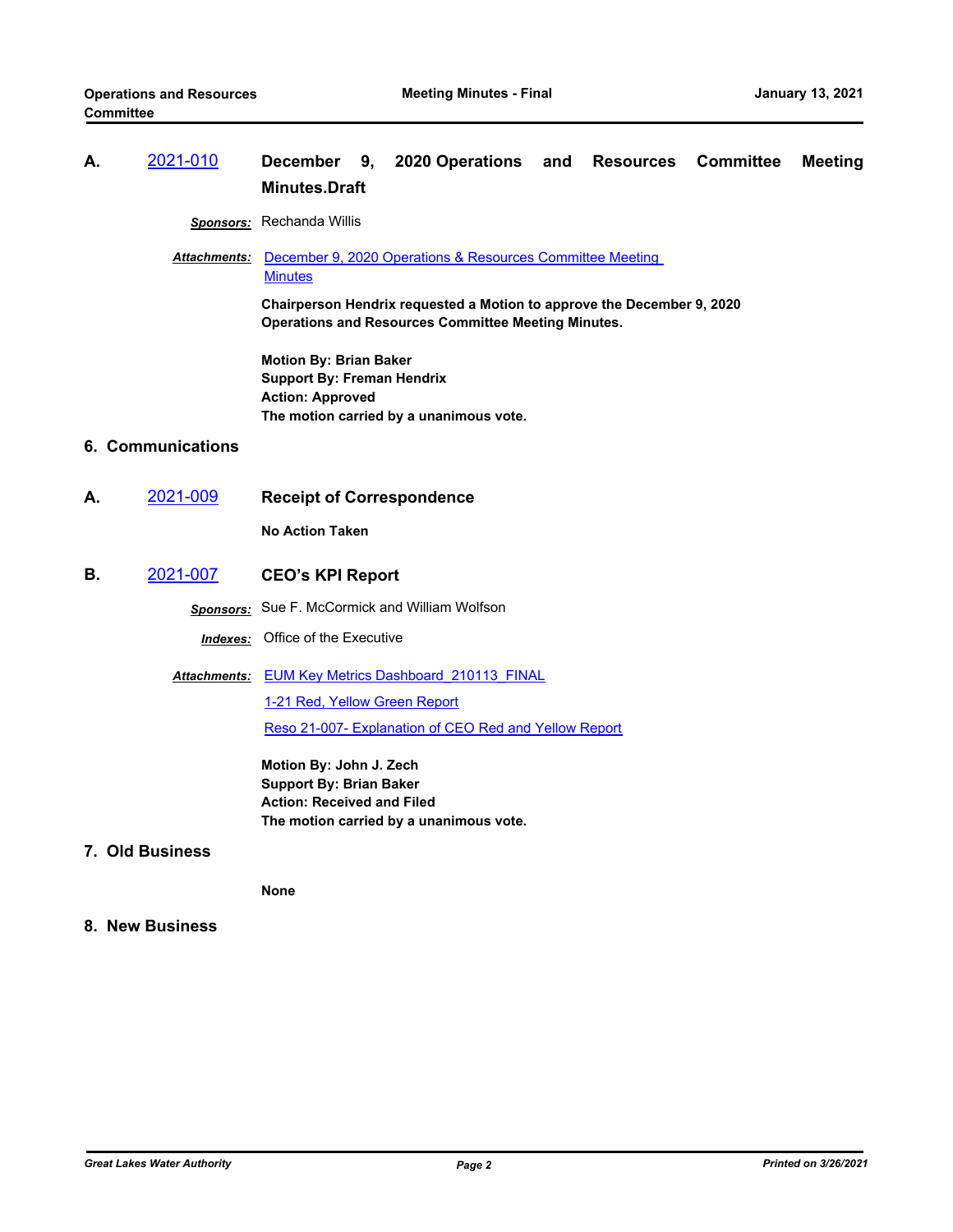**A.** [2021-010](2021-010) **December 9, 2020 Operations and Resources Committee Meeting Minutes.Draft**

***Sponsors:*** Rechanda Willis

***Attachments:*** [December 9, 2020 Operations & Resources Committee Meeting Minutes](December 9, 2020 Operations & Resources Committee Meeting Minutes)

**Chairperson Hendrix requested a Motion to approve the December 9, 2020 Operations and Resources Committee Meeting Minutes.**

**Motion By: Brian Baker**
**Support By: Freman Hendrix**
**Action: Approved**
**The motion carried by a unanimous vote.**

## 6. Communications

**A.** [2021-009](2021-009) **Receipt of Correspondence**

**No Action Taken**

**B.** [2021-007](2021-007) **CEO's KPI Report**

***Sponsors:*** Sue F. McCormick and William Wolfson

***Indexes:*** Office of the Executive

***Attachments:*** [EUM Key Metrics Dashboard_210113_FINAL](EUM Key Metrics Dashboard_210113_FINAL)

[1-21 Red, Yellow Green Report](1-21 Red, Yellow Green Report)

[Reso 21-007- Explanation of CEO Red and Yellow Report](Reso 21-007- Explanation of CEO Red and Yellow Report)

**Motion By: John J. Zech**
**Support By: Brian Baker**
**Action: Received and Filed**
**The motion carried by a unanimous vote.**

## 7. Old Business

**None**

## 8. New Business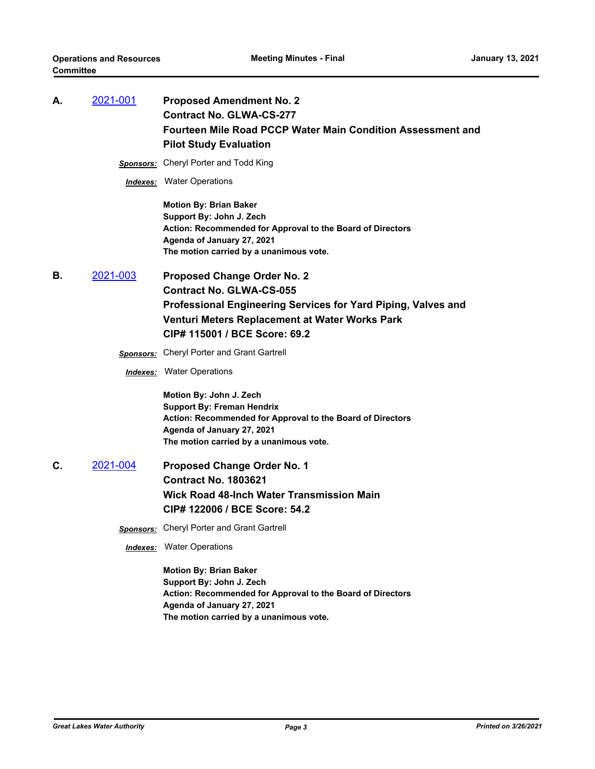**A.** 2021-001 **Proposed Amendment No. 2**
**Contract No. GLWA-CS-277**
**Fourteen Mile Road PCCP Water Main Condition Assessment and Pilot Study Evaluation**

***Sponsors:*** Cheryl Porter and Todd King

***Indexes:*** Water Operations

**Motion By: Brian Baker**
**Support By: John J. Zech**
**Action: Recommended for Approval to the Board of Directors Agenda of January 27, 2021**
**The motion carried by a unanimous vote.**

**B.** 2021-003 **Proposed Change Order No. 2**
**Contract No. GLWA-CS-055**
**Professional Engineering Services for Yard Piping, Valves and Venturi Meters Replacement at Water Works Park**
**CIP# 115001 / BCE Score: 69.2**

***Sponsors:*** Cheryl Porter and Grant Gartrell

***Indexes:*** Water Operations

**Motion By: John J. Zech**
**Support By: Freman Hendrix**
**Action: Recommended for Approval to the Board of Directors Agenda of January 27, 2021**
**The motion carried by a unanimous vote.**

**C.** 2021-004 **Proposed Change Order No. 1**
**Contract No. 1803621**
**Wick Road 48-Inch Water Transmission Main**
**CIP# 122006 / BCE Score: 54.2**

***Sponsors:*** Cheryl Porter and Grant Gartrell

***Indexes:*** Water Operations

**Motion By: Brian Baker**
**Support By: John J. Zech**
**Action: Recommended for Approval to the Board of Directors Agenda of January 27, 2021**
**The motion carried by a unanimous vote.**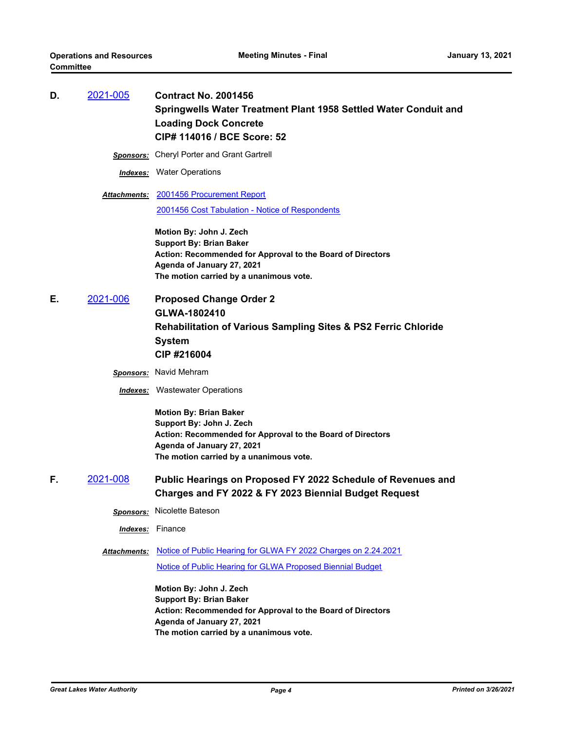**D.** 2021-005 **Contract No. 2001456**
**Springwells Water Treatment Plant 1958 Settled Water Conduit and Loading Dock Concrete**
**CIP# 114016 / BCE Score: 52**

***Sponsors:*** Cheryl Porter and Grant Gartrell

***Indexes:*** Water Operations

***Attachments:*** 2001456 Procurement Report
2001456 Cost Tabulation - Notice of Respondents

**Motion By: John J. Zech**
**Support By: Brian Baker**
**Action: Recommended for Approval to the Board of Directors**
**Agenda of January 27, 2021**
**The motion carried by a unanimous vote.**

**E.** 2021-006 **Proposed Change Order 2**
**GLWA-1802410**
**Rehabilitation of Various Sampling Sites & PS2 Ferric Chloride System**
**CIP #216004**

***Sponsors:*** Navid Mehram

***Indexes:*** Wastewater Operations

**Motion By: Brian Baker**
**Support By: John J. Zech**
**Action: Recommended for Approval to the Board of Directors**
**Agenda of January 27, 2021**
**The motion carried by a unanimous vote.**

**F.** 2021-008 **Public Hearings on Proposed FY 2022 Schedule of Revenues and Charges and FY 2022 & FY 2023 Biennial Budget Request**

***Sponsors:*** Nicolette Bateson

***Indexes:*** Finance

***Attachments:*** Notice of Public Hearing for GLWA FY 2022 Charges on 2.24.2021
Notice of Public Hearing for GLWA Proposed Biennial Budget

**Motion By: John J. Zech**
**Support By: Brian Baker**
**Action: Recommended for Approval to the Board of Directors**
**Agenda of January 27, 2021**
**The motion carried by a unanimous vote.**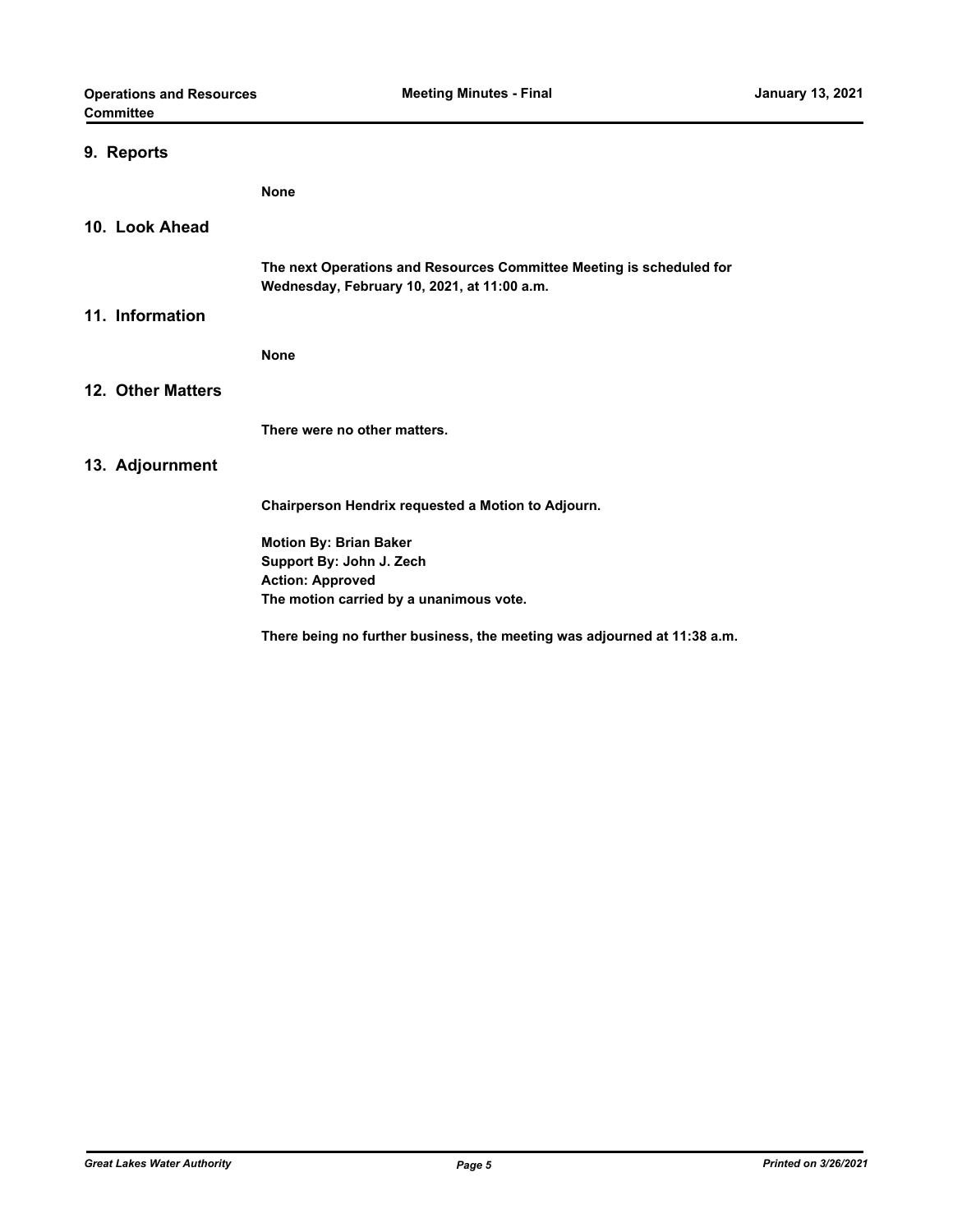## 9. Reports

**None**

## 10. Look Ahead

**The next Operations and Resources Committee Meeting is scheduled for Wednesday, February 10, 2021, at 11:00 a.m.**

## 11. Information

**None**

## 12. Other Matters

**There were no other matters.**

## 13. Adjournment

**Chairperson Hendrix requested a Motion to Adjourn.**

**Motion By: Brian Baker**
**Support By: John J. Zech**
**Action: Approved**
**The motion carried by a unanimous vote.**

**There being no further business, the meeting was adjourned at 11:38 a.m.**